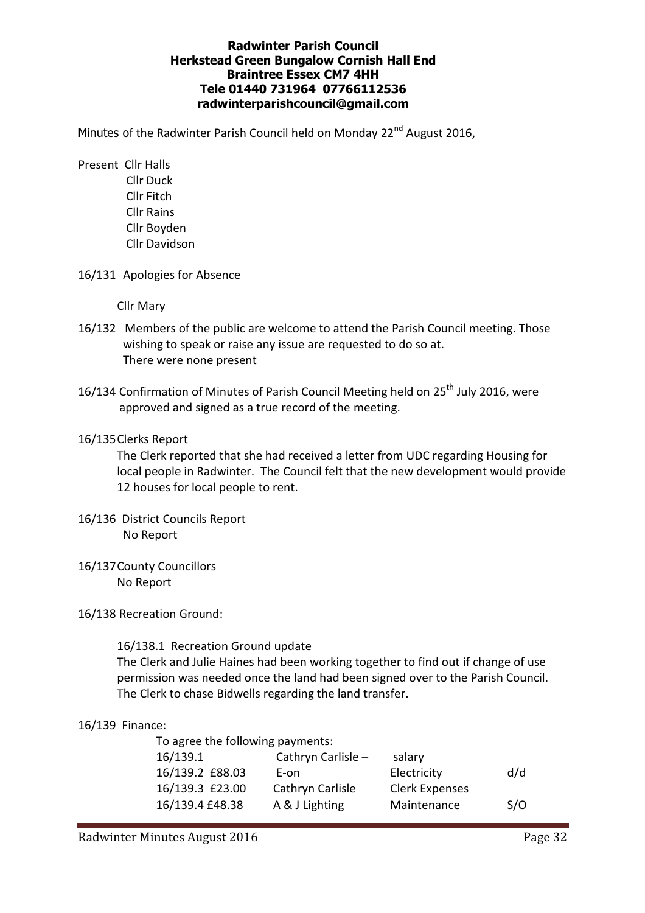**Radwinter Parish Council**
**Herkstead Green Bungalow Cornish Hall End**
**Braintree Essex CM7 4HH**
**Tele 01440 731964 07766112536**
**radwinterparishcouncil@gmail.com**

Minutes of the Radwinter Parish Council held on Monday 22nd August 2016,

Present Cllr Halls
Cllr Duck
Cllr Fitch
Cllr Rains
Cllr Boyden
Cllr Davidson

16/131 Apologies for Absence

Cllr Mary

16/132 Members of the public are welcome to attend the Parish Council meeting. Those wishing to speak or raise any issue are requested to do so at.
There were none present

16/134 Confirmation of Minutes of Parish Council Meeting held on 25th July 2016, were approved and signed as a true record of the meeting.

16/135 Clerks Report

The Clerk reported that she had received a letter from UDC regarding Housing for local people in Radwinter. The Council felt that the new development would provide 12 houses for local people to rent.

16/136 District Councils Report
No Report

16/137 County Councillors
No Report

16/138 Recreation Ground:

16/138.1 Recreation Ground update
The Clerk and Julie Haines had been working together to find out if change of use permission was needed once the land had been signed over to the Parish Council. The Clerk to chase Bidwells regarding the land transfer.

16/139 Finance:

To agree the following payments:

| | | | |
|---|---|---|---|
| 16/139.1 | Cathryn Carlisle – | salary | |
| 16/139.2 £88.03 | E-on | Electricity | d/d |
| 16/139.3 £23.00 | Cathryn Carlisle | Clerk Expenses | |
| 16/139.4 £48.38 | A & J Lighting | Maintenance | S/O |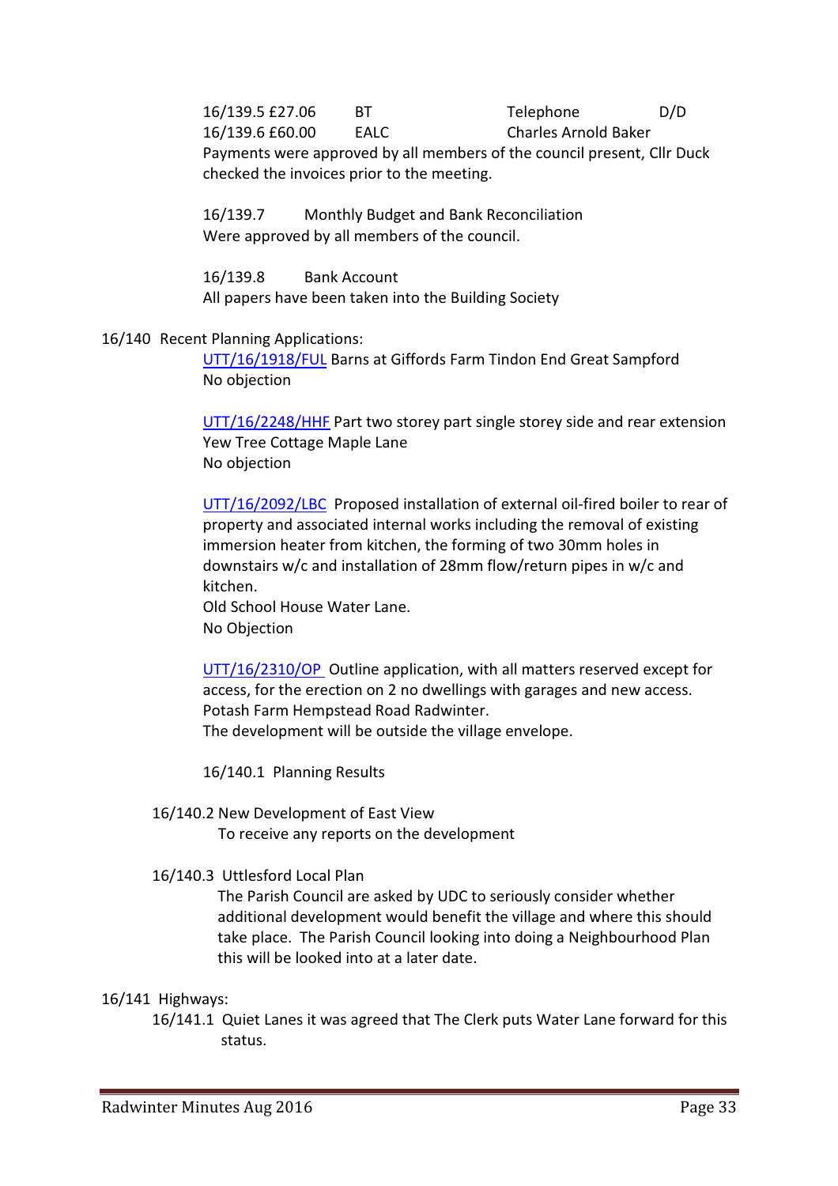16/139.5 £27.06 BT Telephone D/D

16/139.6 £60.00 EALC Charles Arnold Baker

Payments were approved by all members of the council present, Cllr Duck checked the invoices prior to the meeting.

16/139.7 Monthly Budget and Bank Reconciliation

Were approved by all members of the council.

16/139.8 Bank Account

All papers have been taken into the Building Society

16/140 Recent Planning Applications:

UTT/16/1918/FUL Barns at Giffords Farm Tindon End Great Sampford
No objection

UTT/16/2248/HHF Part two storey part single storey side and rear extension
Yew Tree Cottage Maple Lane
No objection

UTT/16/2092/LBC Proposed installation of external oil-fired boiler to rear of property and associated internal works including the removal of existing immersion heater from kitchen, the forming of two 30mm holes in downstairs w/c and installation of 28mm flow/return pipes in w/c and kitchen.
Old School House Water Lane.
No Objection

UTT/16/2310/OP Outline application, with all matters reserved except for access, for the erection on 2 no dwellings with garages and new access.
Potash Farm Hempstead Road Radwinter.
The development will be outside the village envelope.

16/140.1 Planning Results

16/140.2 New Development of East View
To receive any reports on the development

16/140.3 Uttlesford Local Plan
The Parish Council are asked by UDC to seriously consider whether additional development would benefit the village and where this should take place. The Parish Council looking into doing a Neighbourhood Plan this will be looked into at a later date.

16/141 Highways:

16/141.1 Quiet Lanes it was agreed that The Clerk puts Water Lane forward for this status.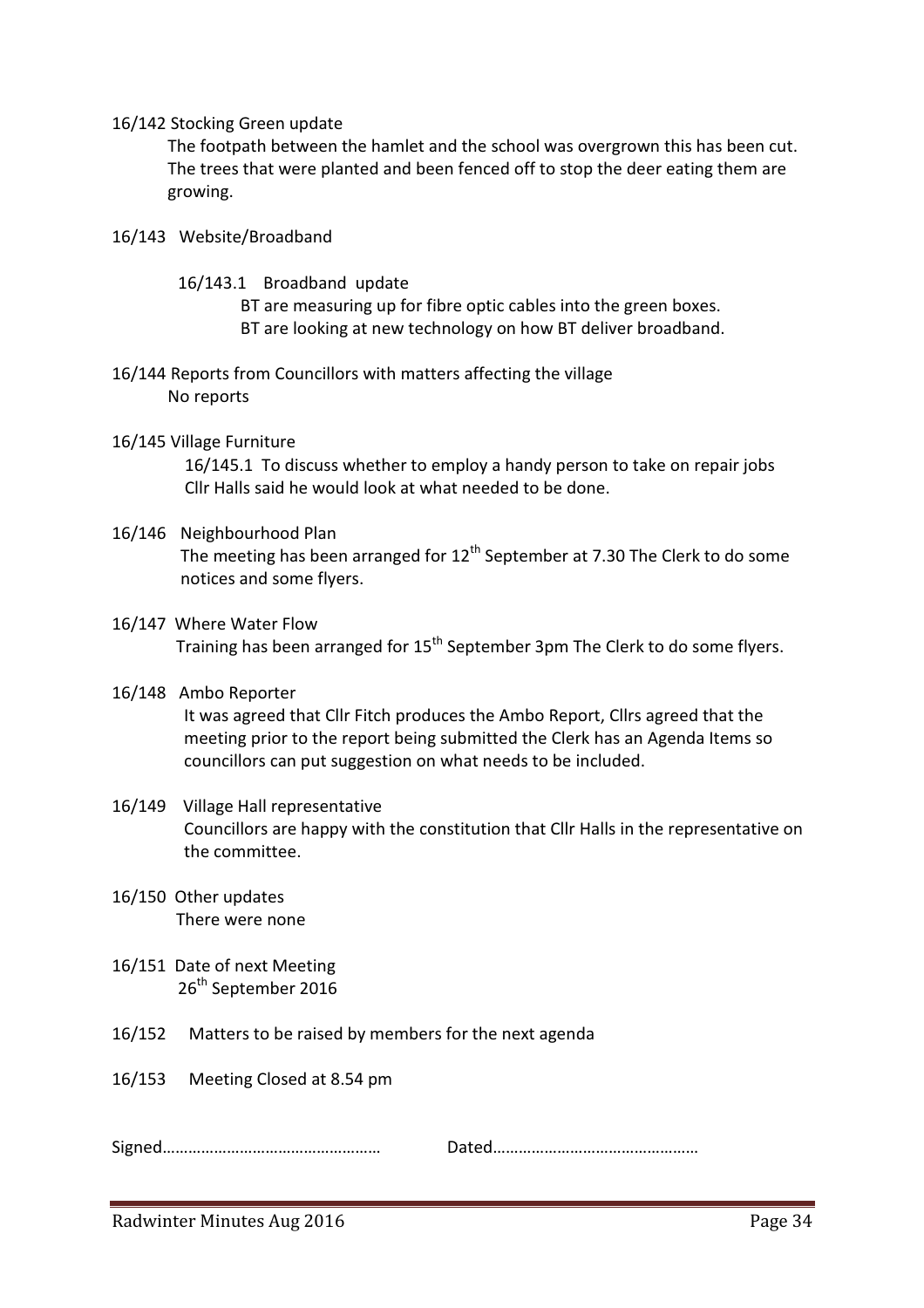16/142 Stocking Green update

The footpath between the hamlet and the school was overgrown this has been cut. The trees that were planted and been fenced off to stop the deer eating them are growing.

16/143 Website/Broadband

16/143.1 Broadband update

BT are measuring up for fibre optic cables into the green boxes.
BT are looking at new technology on how BT deliver broadband.

16/144 Reports from Councillors with matters affecting the village

No reports

16/145 Village Furniture

16/145.1 To discuss whether to employ a handy person to take on repair jobs
Cllr Halls said he would look at what needed to be done.

16/146 Neighbourhood Plan

The meeting has been arranged for 12th September at 7.30 The Clerk to do some notices and some flyers.

16/147 Where Water Flow

Training has been arranged for 15th September 3pm The Clerk to do some flyers.

16/148 Ambo Reporter

It was agreed that Cllr Fitch produces the Ambo Report, Cllrs agreed that the meeting prior to the report being submitted the Clerk has an Agenda Items so councillors can put suggestion on what needs to be included.

16/149 Village Hall representative

Councillors are happy with the constitution that Cllr Halls in the representative on the committee.

16/150 Other updates

There were none

16/151 Date of next Meeting

26th September 2016

16/152 Matters to be raised by members for the next agenda

16/153 Meeting Closed at 8.54 pm

Signed…………………………………………… Dated…………………………………………